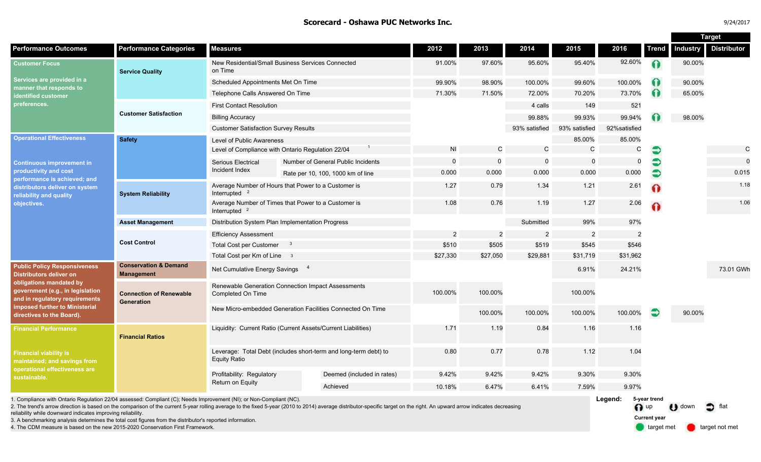## Scorecard - Oshawa PUC Networks Inc.

9/24/2017

| Performance Outcomes | Performance Categories | Measures | | 2012 | 2013 | 2014 | 2015 | 2016 | Trend | Target: Industry | Target: Distributor |
|---|---|---|---|---|---|---|---|---|---|---|---|
| **Customer Focus** Services are provided in a manner that responds to identified customer preferences. | Service Quality | New Residential/Small Business Services Connected on Time | | 91.00% | 97.60% | 95.60% | 95.40% | 92.60% | up | 90.00% | |
| | | Scheduled Appointments Met On Time | | 99.90% | 98.90% | 100.00% | 99.60% | 100.00% | up | 90.00% | |
| | | Telephone Calls Answered On Time | | 71.30% | 71.50% | 72.00% | 70.20% | 73.70% | up | 65.00% | |
| | Customer Satisfaction | First Contact Resolution | | | | 4 calls | 149 | 521 | | | |
| | | Billing Accuracy | | | | 99.88% | 99.93% | 99.94% | up | 98.00% | |
| | | Customer Satisfaction Survey Results | | | | 93% satisfied | 93% satisfied | 92%satisfied | | | |
| **Operational Effectiveness** Continuous improvement in productivity and cost performance is achieved; and distributors deliver on system reliability and quality objectives. | Safety | Level of Public Awareness | | | | | 85.00% | 85.00% | | | |
| | | Level of Compliance with Ontario Regulation 22/04 [1] | | NI | C | C | C | C | flat | | C |
| | | Serious Electrical Incident Index | Number of General Public Incidents | 0 | 0 | 0 | 0 | 0 | flat | | 0 |
| | | | Rate per 10, 100, 1000 km of line | 0.000 | 0.000 | 0.000 | 0.000 | 0.000 | flat | | 0.015 |
| | System Reliability | Average Number of Hours that Power to a Customer is Interrupted [2] | | 1.27 | 0.79 | 1.34 | 1.21 | 2.61 | up | | 1.18 |
| | | Average Number of Times that Power to a Customer is Interrupted [2] | | 1.08 | 0.76 | 1.19 | 1.27 | 2.06 | up | | 1.06 |
| | Asset Management | Distribution System Plan Implementation Progress | | | | Submitted | 99% | 97% | | | |
| | Cost Control | Efficiency Assessment | | 2 | 2 | 2 | 2 | 2 | | | |
| | | Total Cost per Customer [3] | | $510 | $505 | $519 | $545 | $546 | | | |
| | | Total Cost per Km of Line [3] | | $27,330 | $27,050 | $29,881 | $31,719 | $31,962 | | | |
| **Public Policy Responsiveness** Distributors deliver on obligations mandated by government (e.g., in legislation and in regulatory requirements imposed further to Ministerial directives to the Board). | Conservation & Demand Management | Net Cumulative Energy Savings [4] | | | | | 6.91% | 24.21% | | | 73.01 GWh |
| | Connection of Renewable Generation | Renewable Generation Connection Impact Assessments Completed On Time | | 100.00% | 100.00% | | 100.00% | | | | |
| | | New Micro-embedded Generation Facilities Connected On Time | | | 100.00% | 100.00% | 100.00% | 100.00% | flat | 90.00% | |
| **Financial Performance** Financial viability is maintained; and savings from operational effectiveness are sustainable. | Financial Ratios | Liquidity: Current Ratio (Current Assets/Current Liabilities) | | 1.71 | 1.19 | 0.84 | 1.16 | 1.16 | | | |
| | | Leverage: Total Debt (includes short-term and long-term debt) to Equity Ratio | | 0.80 | 0.77 | 0.78 | 1.12 | 1.04 | | | |
| | | Profitability: Regulatory Return on Equity | Deemed (included in rates) | 9.42% | 9.42% | 9.42% | 9.30% | 9.30% | | | |
| | | | Achieved | 10.18% | 6.47% | 6.41% | 7.59% | 9.97% | | | |

1. Compliance with Ontario Regulation 22/04 assessed: Compliant (C); Needs Improvement (NI); or Non-Compliant (NC).
2. The trend's arrow direction is based on the comparison of the current 5-year rolling average to the fixed 5-year (2010 to 2014) average distributor-specific target on the right. An upward arrow indicates decreasing reliability while downward indicates improving reliability.
3. A benchmarking analysis determines the total cost figures from the distributor's reported information.
4. The CDM measure is based on the new 2015-2020 Conservation First Framework.

**Legend:**
5-year trend: up, down, flat
Current year: target met, target not met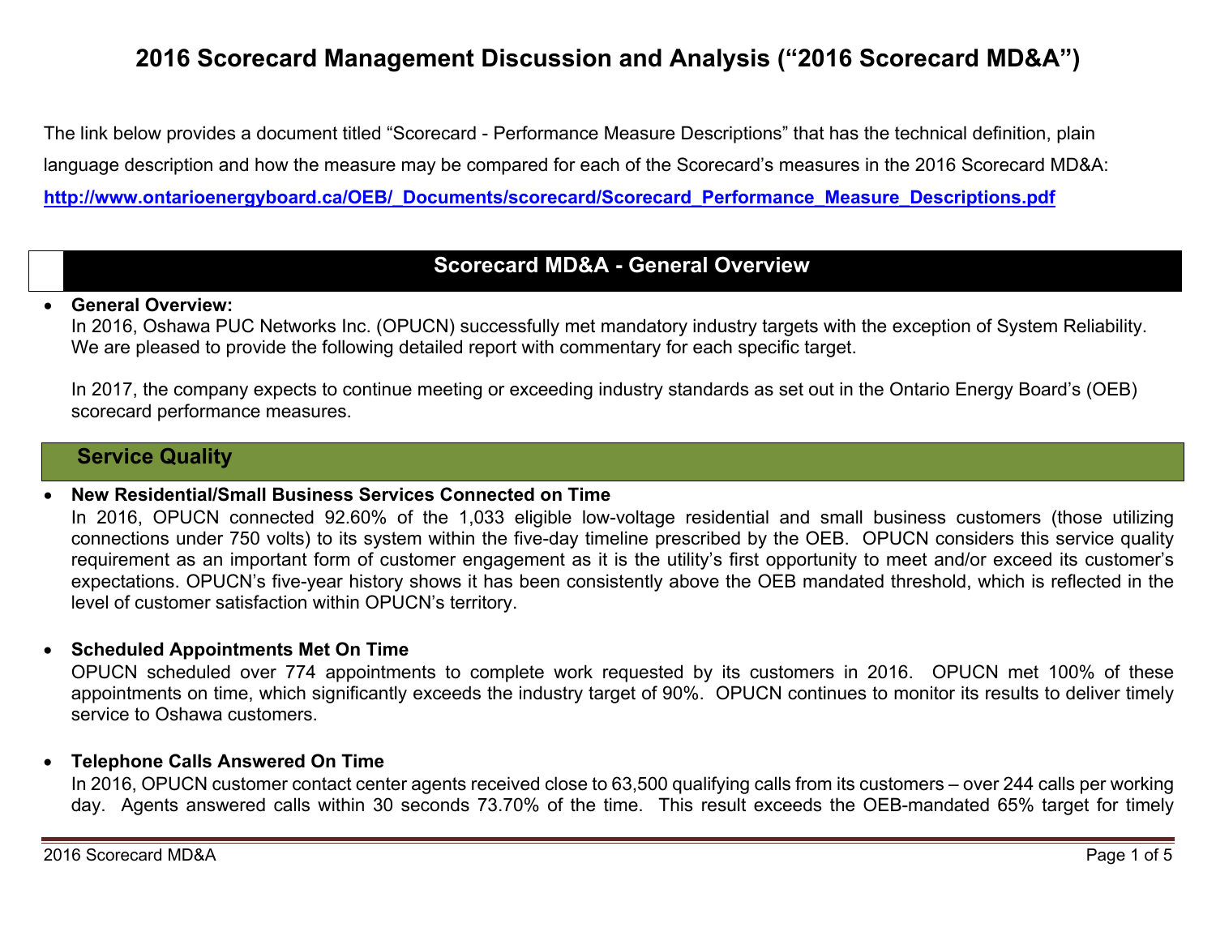# 2016 Scorecard Management Discussion and Analysis ("2016 Scorecard MD&A")

The link below provides a document titled "Scorecard - Performance Measure Descriptions" that has the technical definition, plain language description and how the measure may be compared for each of the Scorecard's measures in the 2016 Scorecard MD&A:

**http://www.ontarioenergyboard.ca/OEB/_Documents/scorecard/Scorecard_Performance_Measure_Descriptions.pdf**

## Scorecard MD&A - General Overview

- **General Overview:**
  In 2016, Oshawa PUC Networks Inc. (OPUCN) successfully met mandatory industry targets with the exception of System Reliability. We are pleased to provide the following detailed report with commentary for each specific target.

  In 2017, the company expects to continue meeting or exceeding industry standards as set out in the Ontario Energy Board's (OEB) scorecard performance measures.

## Service Quality

- **New Residential/Small Business Services Connected on Time**
  In 2016, OPUCN connected 92.60% of the 1,033 eligible low-voltage residential and small business customers (those utilizing connections under 750 volts) to its system within the five-day timeline prescribed by the OEB. OPUCN considers this service quality requirement as an important form of customer engagement as it is the utility's first opportunity to meet and/or exceed its customer's expectations. OPUCN's five-year history shows it has been consistently above the OEB mandated threshold, which is reflected in the level of customer satisfaction within OPUCN's territory.

- **Scheduled Appointments Met On Time**
  OPUCN scheduled over 774 appointments to complete work requested by its customers in 2016. OPUCN met 100% of these appointments on time, which significantly exceeds the industry target of 90%. OPUCN continues to monitor its results to deliver timely service to Oshawa customers.

- **Telephone Calls Answered On Time**
  In 2016, OPUCN customer contact center agents received close to 63,500 qualifying calls from its customers – over 244 calls per working day. Agents answered calls within 30 seconds 73.70% of the time. This result exceeds the OEB-mandated 65% target for timely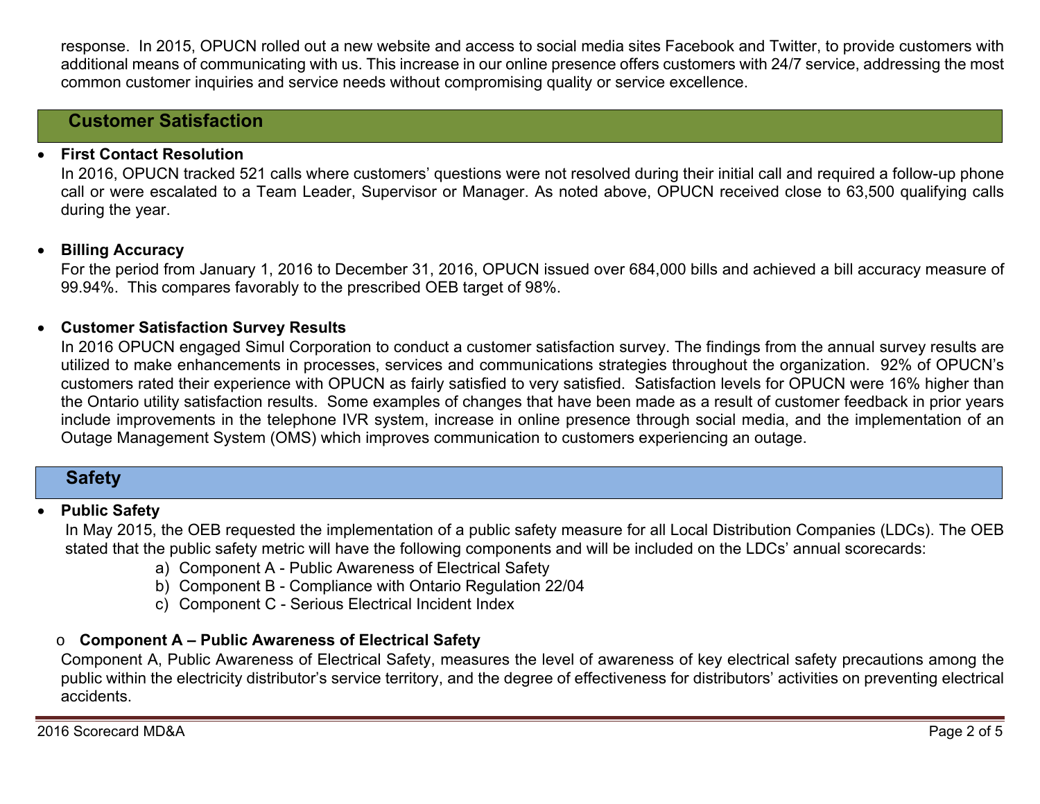response. In 2015, OPUCN rolled out a new website and access to social media sites Facebook and Twitter, to provide customers with additional means of communicating with us. This increase in our online presence offers customers with 24/7 service, addressing the most common customer inquiries and service needs without compromising quality or service excellence.

## Customer Satisfaction

- **First Contact Resolution**
  In 2016, OPUCN tracked 521 calls where customers' questions were not resolved during their initial call and required a follow-up phone call or were escalated to a Team Leader, Supervisor or Manager. As noted above, OPUCN received close to 63,500 qualifying calls during the year.

- **Billing Accuracy**
  For the period from January 1, 2016 to December 31, 2016, OPUCN issued over 684,000 bills and achieved a bill accuracy measure of 99.94%. This compares favorably to the prescribed OEB target of 98%.

- **Customer Satisfaction Survey Results**
  In 2016 OPUCN engaged Simul Corporation to conduct a customer satisfaction survey. The findings from the annual survey results are utilized to make enhancements in processes, services and communications strategies throughout the organization. 92% of OPUCN's customers rated their experience with OPUCN as fairly satisfied to very satisfied. Satisfaction levels for OPUCN were 16% higher than the Ontario utility satisfaction results. Some examples of changes that have been made as a result of customer feedback in prior years include improvements in the telephone IVR system, increase in online presence through social media, and the implementation of an Outage Management System (OMS) which improves communication to customers experiencing an outage.

## Safety

- **Public Safety**
  In May 2015, the OEB requested the implementation of a public safety measure for all Local Distribution Companies (LDCs). The OEB stated that the public safety metric will have the following components and will be included on the LDCs' annual scorecards:
  a) Component A - Public Awareness of Electrical Safety
  b) Component B - Compliance with Ontario Regulation 22/04
  c) Component C - Serious Electrical Incident Index

  - **Component A – Public Awareness of Electrical Safety**
  
  Component A, Public Awareness of Electrical Safety, measures the level of awareness of key electrical safety precautions among the public within the electricity distributor's service territory, and the degree of effectiveness for distributors' activities on preventing electrical accidents.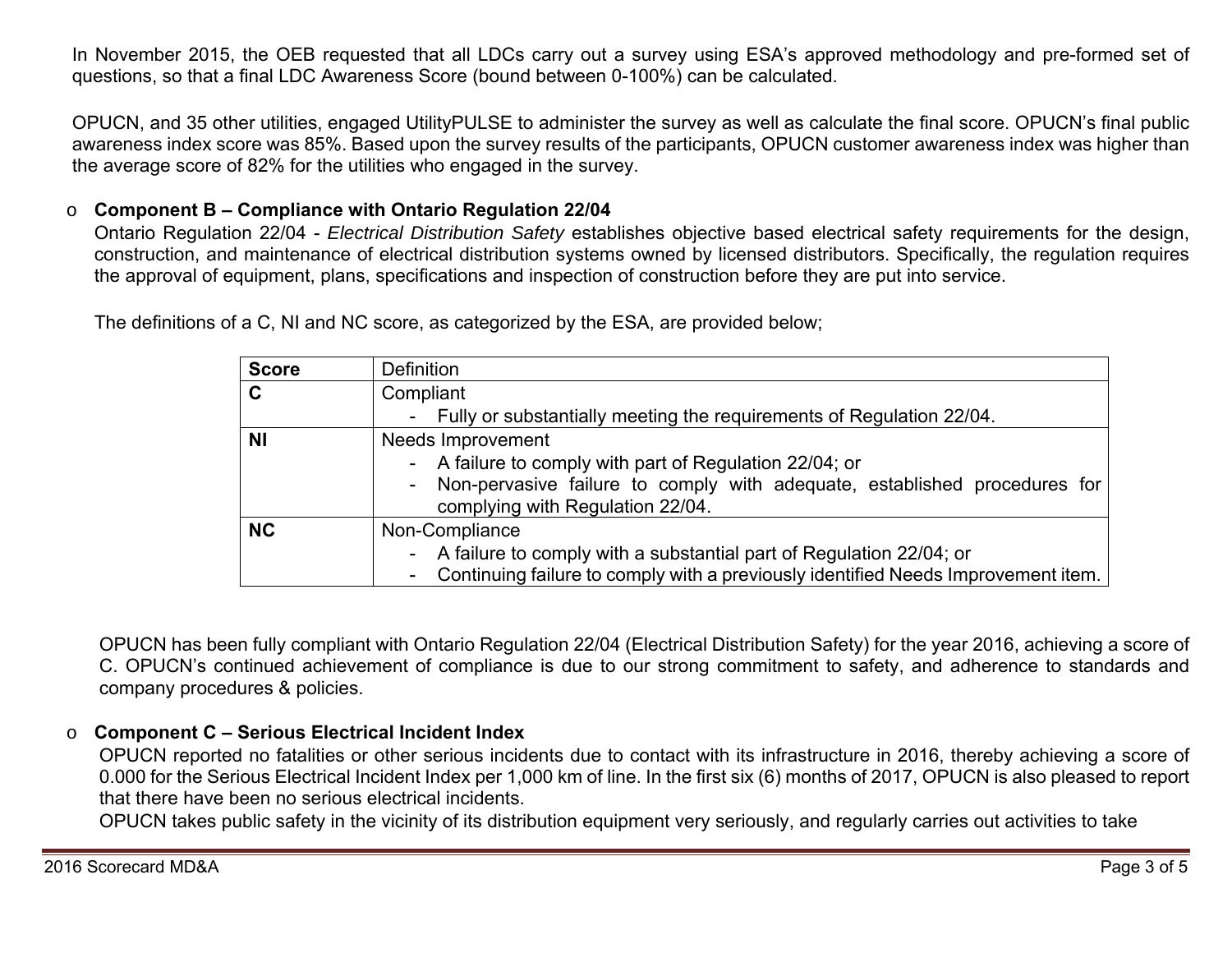In November 2015, the OEB requested that all LDCs carry out a survey using ESA's approved methodology and pre-formed set of questions, so that a final LDC Awareness Score (bound between 0-100%) can be calculated.

OPUCN, and 35 other utilities, engaged UtilityPULSE to administer the survey as well as calculate the final score. OPUCN's final public awareness index score was 85%. Based upon the survey results of the participants, OPUCN customer awareness index was higher than the average score of 82% for the utilities who engaged in the survey.

- **Component B – Compliance with Ontario Regulation 22/04**

  Ontario Regulation 22/04 - *Electrical Distribution Safety* establishes objective based electrical safety requirements for the design, construction, and maintenance of electrical distribution systems owned by licensed distributors. Specifically, the regulation requires the approval of equipment, plans, specifications and inspection of construction before they are put into service.

  The definitions of a C, NI and NC score, as categorized by the ESA, are provided below;

| Score | Definition |
|---|---|
| **C** | Compliant<br>- Fully or substantially meeting the requirements of Regulation 22/04. |
| **NI** | Needs Improvement<br>- A failure to comply with part of Regulation 22/04; or<br>- Non-pervasive failure to comply with adequate, established procedures for complying with Regulation 22/04. |
| **NC** | Non-Compliance<br>- A failure to comply with a substantial part of Regulation 22/04; or<br>- Continuing failure to comply with a previously identified Needs Improvement item. |

  OPUCN has been fully compliant with Ontario Regulation 22/04 (Electrical Distribution Safety) for the year 2016, achieving a score of C. OPUCN's continued achievement of compliance is due to our strong commitment to safety, and adherence to standards and company procedures & policies.

- **Component C – Serious Electrical Incident Index**

  OPUCN reported no fatalities or other serious incidents due to contact with its infrastructure in 2016, thereby achieving a score of 0.000 for the Serious Electrical Incident Index per 1,000 km of line. In the first six (6) months of 2017, OPUCN is also pleased to report that there have been no serious electrical incidents.

  OPUCN takes public safety in the vicinity of its distribution equipment very seriously, and regularly carries out activities to take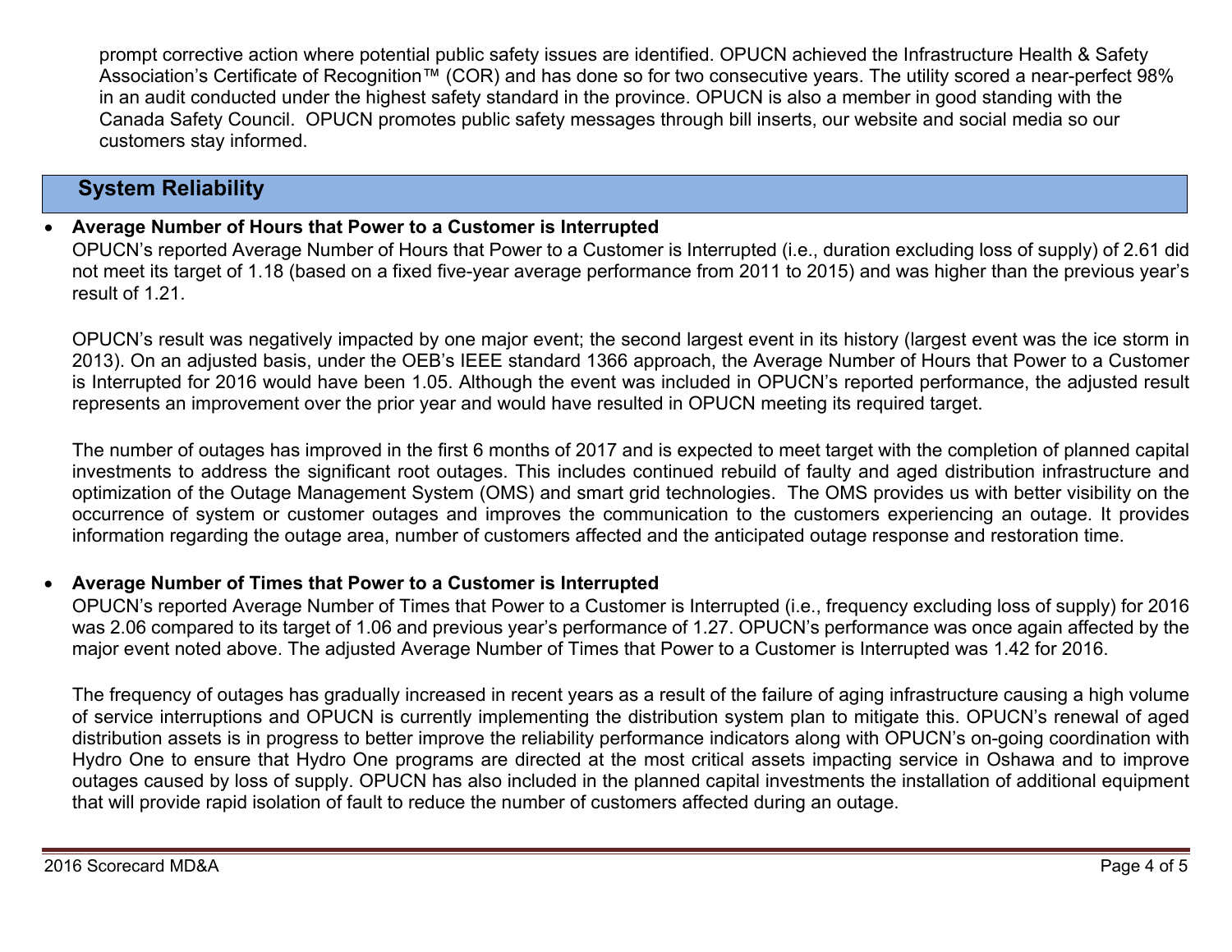prompt corrective action where potential public safety issues are identified. OPUCN achieved the Infrastructure Health & Safety Association's Certificate of Recognition™ (COR) and has done so for two consecutive years. The utility scored a near-perfect 98% in an audit conducted under the highest safety standard in the province. OPUCN is also a member in good standing with the Canada Safety Council. OPUCN promotes public safety messages through bill inserts, our website and social media so our customers stay informed.

## System Reliability

- **Average Number of Hours that Power to a Customer is Interrupted**

  OPUCN's reported Average Number of Hours that Power to a Customer is Interrupted (i.e., duration excluding loss of supply) of 2.61 did not meet its target of 1.18 (based on a fixed five-year average performance from 2011 to 2015) and was higher than the previous year's result of 1.21.

  OPUCN's result was negatively impacted by one major event; the second largest event in its history (largest event was the ice storm in 2013). On an adjusted basis, under the OEB's IEEE standard 1366 approach, the Average Number of Hours that Power to a Customer is Interrupted for 2016 would have been 1.05. Although the event was included in OPUCN's reported performance, the adjusted result represents an improvement over the prior year and would have resulted in OPUCN meeting its required target.

  The number of outages has improved in the first 6 months of 2017 and is expected to meet target with the completion of planned capital investments to address the significant root outages. This includes continued rebuild of faulty and aged distribution infrastructure and optimization of the Outage Management System (OMS) and smart grid technologies. The OMS provides us with better visibility on the occurrence of system or customer outages and improves the communication to the customers experiencing an outage. It provides information regarding the outage area, number of customers affected and the anticipated outage response and restoration time.

- **Average Number of Times that Power to a Customer is Interrupted**

  OPUCN's reported Average Number of Times that Power to a Customer is Interrupted (i.e., frequency excluding loss of supply) for 2016 was 2.06 compared to its target of 1.06 and previous year's performance of 1.27. OPUCN's performance was once again affected by the major event noted above. The adjusted Average Number of Times that Power to a Customer is Interrupted was 1.42 for 2016.

  The frequency of outages has gradually increased in recent years as a result of the failure of aging infrastructure causing a high volume of service interruptions and OPUCN is currently implementing the distribution system plan to mitigate this. OPUCN's renewal of aged distribution assets is in progress to better improve the reliability performance indicators along with OPUCN's on-going coordination with Hydro One to ensure that Hydro One programs are directed at the most critical assets impacting service in Oshawa and to improve outages caused by loss of supply. OPUCN has also included in the planned capital investments the installation of additional equipment that will provide rapid isolation of fault to reduce the number of customers affected during an outage.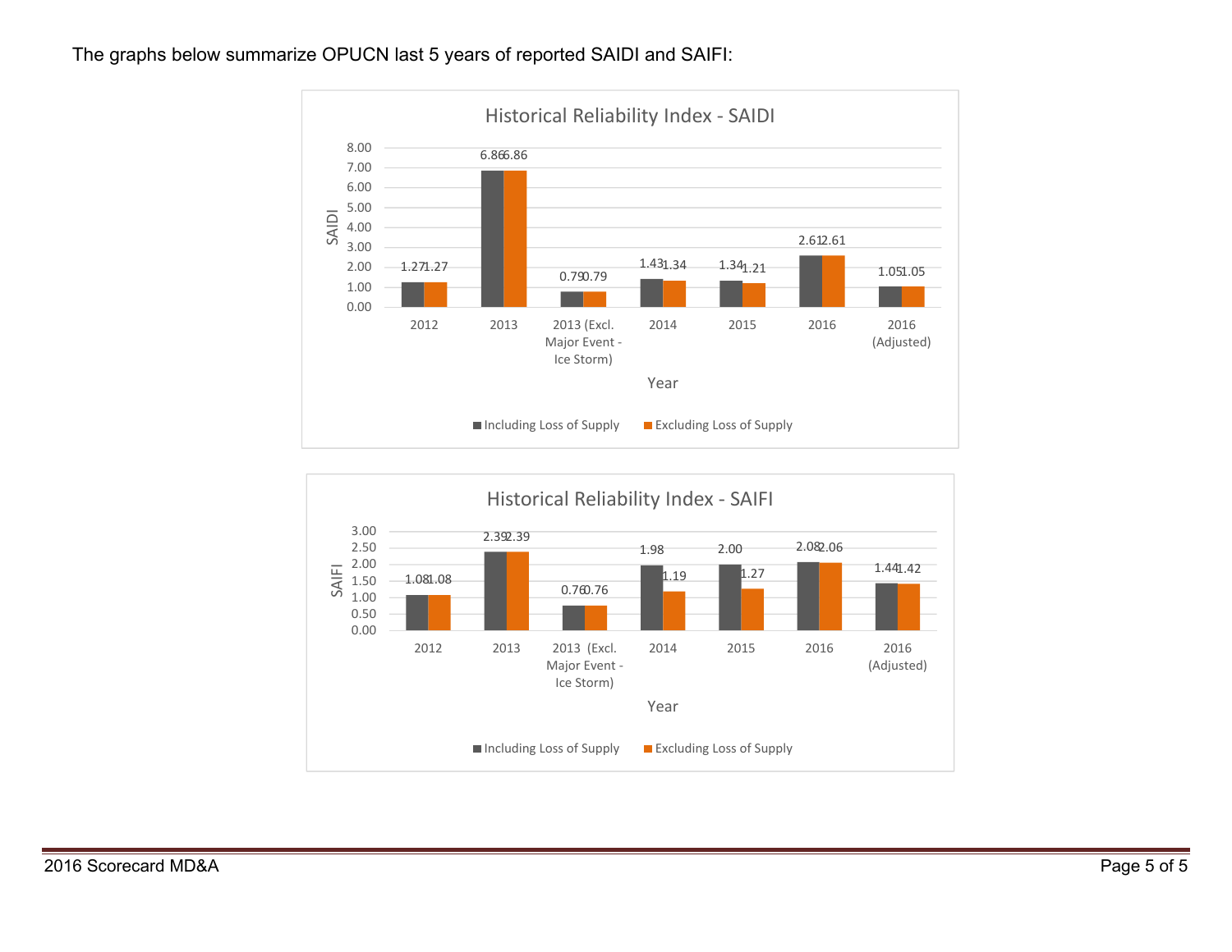The graphs below summarize OPUCN last 5 years of reported SAIDI and SAIFI:

**Historical Reliability Index - SAIDI**

| Year | Including Loss of Supply | Excluding Loss of Supply |
|---|---|---|
| 2012 | 1.27 | 1.27 |
| 2013 | 6.86 | 6.86 |
| 2013 (Excl. Major Event - Ice Storm) | 0.79 | 0.79 |
| 2014 | 1.43 | 1.34 |
| 2015 | 1.34 | 1.21 |
| 2016 | 2.61 | 2.61 |
| 2016 (Adjusted) | 1.05 | 1.05 |

**Historical Reliability Index - SAIFI**

| Year | Including Loss of Supply | Excluding Loss of Supply |
|---|---|---|
| 2012 | 1.08 | 1.08 |
| 2013 | 2.39 | 2.39 |
| 2013 (Excl. Major Event - Ice Storm) | 0.76 | 0.76 |
| 2014 | 1.98 | 1.19 |
| 2015 | 2.00 | 1.27 |
| 2016 | 2.08 | 2.06 |
| 2016 (Adjusted) | 1.44 | 1.42 |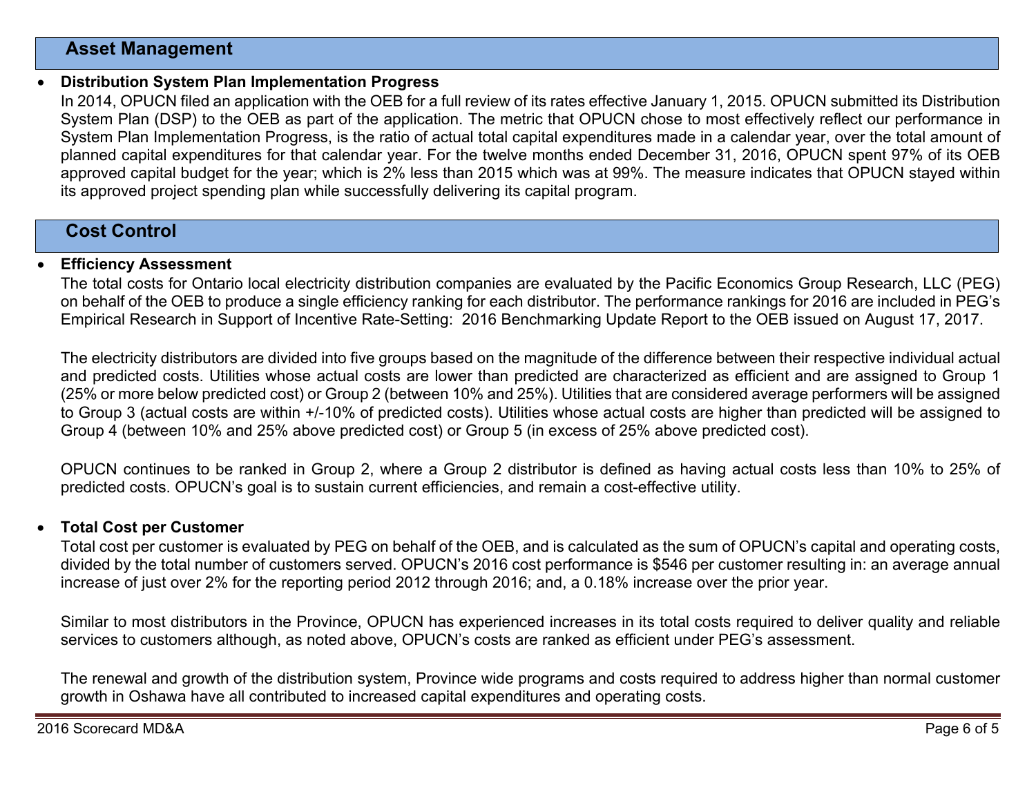## Asset Management

- **Distribution System Plan Implementation Progress**

  In 2014, OPUCN filed an application with the OEB for a full review of its rates effective January 1, 2015. OPUCN submitted its Distribution System Plan (DSP) to the OEB as part of the application. The metric that OPUCN chose to most effectively reflect our performance in System Plan Implementation Progress, is the ratio of actual total capital expenditures made in a calendar year, over the total amount of planned capital expenditures for that calendar year. For the twelve months ended December 31, 2016, OPUCN spent 97% of its OEB approved capital budget for the year; which is 2% less than 2015 which was at 99%. The measure indicates that OPUCN stayed within its approved project spending plan while successfully delivering its capital program.

## Cost Control

- **Efficiency Assessment**

  The total costs for Ontario local electricity distribution companies are evaluated by the Pacific Economics Group Research, LLC (PEG) on behalf of the OEB to produce a single efficiency ranking for each distributor. The performance rankings for 2016 are included in PEG's Empirical Research in Support of Incentive Rate-Setting: 2016 Benchmarking Update Report to the OEB issued on August 17, 2017.

  The electricity distributors are divided into five groups based on the magnitude of the difference between their respective individual actual and predicted costs. Utilities whose actual costs are lower than predicted are characterized as efficient and are assigned to Group 1 (25% or more below predicted cost) or Group 2 (between 10% and 25%). Utilities that are considered average performers will be assigned to Group 3 (actual costs are within +/-10% of predicted costs). Utilities whose actual costs are higher than predicted will be assigned to Group 4 (between 10% and 25% above predicted cost) or Group 5 (in excess of 25% above predicted cost).

  OPUCN continues to be ranked in Group 2, where a Group 2 distributor is defined as having actual costs less than 10% to 25% of predicted costs. OPUCN's goal is to sustain current efficiencies, and remain a cost-effective utility.

- **Total Cost per Customer**

  Total cost per customer is evaluated by PEG on behalf of the OEB, and is calculated as the sum of OPUCN's capital and operating costs, divided by the total number of customers served. OPUCN's 2016 cost performance is $546 per customer resulting in: an average annual increase of just over 2% for the reporting period 2012 through 2016; and, a 0.18% increase over the prior year.

  Similar to most distributors in the Province, OPUCN has experienced increases in its total costs required to deliver quality and reliable services to customers although, as noted above, OPUCN's costs are ranked as efficient under PEG's assessment.

  The renewal and growth of the distribution system, Province wide programs and costs required to address higher than normal customer growth in Oshawa have all contributed to increased capital expenditures and operating costs.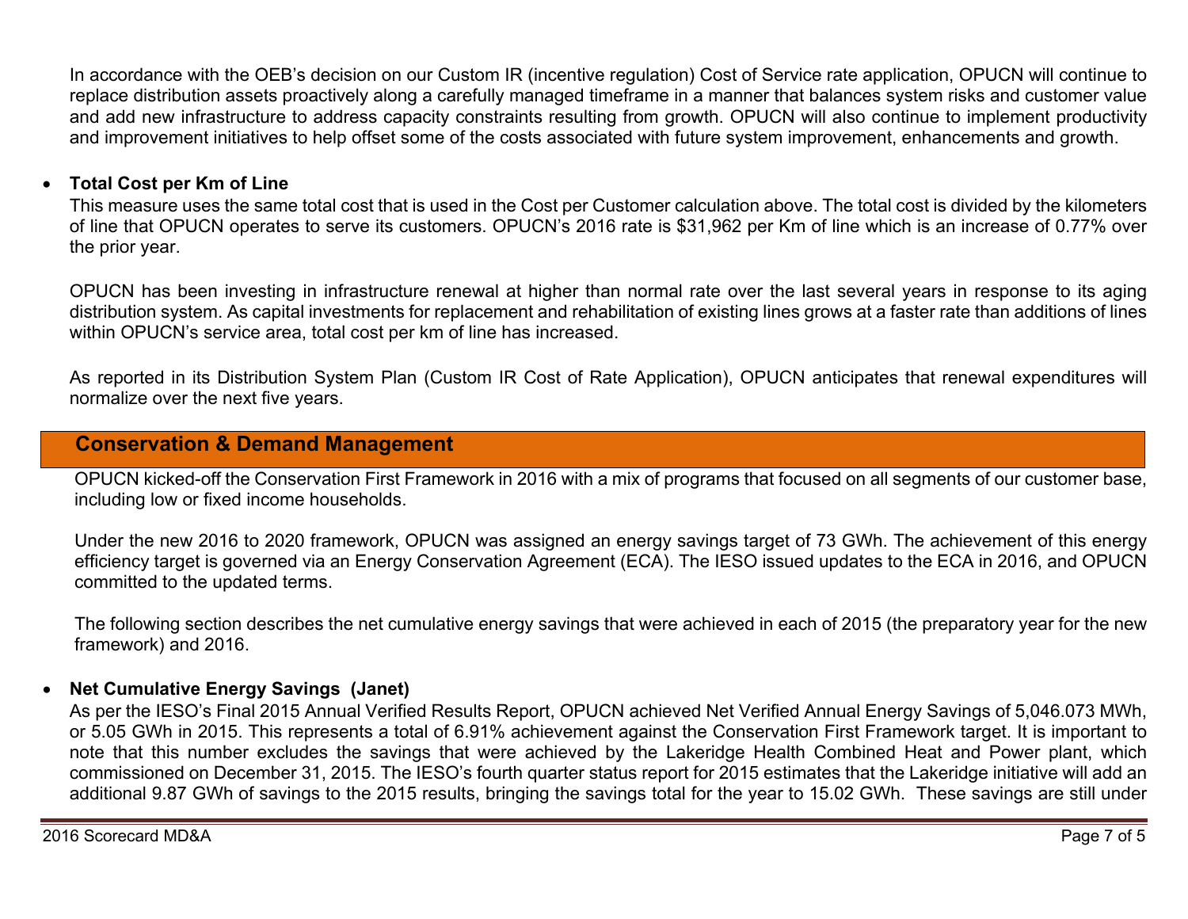In accordance with the OEB's decision on our Custom IR (incentive regulation) Cost of Service rate application, OPUCN will continue to replace distribution assets proactively along a carefully managed timeframe in a manner that balances system risks and customer value and add new infrastructure to address capacity constraints resulting from growth. OPUCN will also continue to implement productivity and improvement initiatives to help offset some of the costs associated with future system improvement, enhancements and growth.

- **Total Cost per Km of Line**
  This measure uses the same total cost that is used in the Cost per Customer calculation above. The total cost is divided by the kilometers of line that OPUCN operates to serve its customers. OPUCN's 2016 rate is $31,962 per Km of line which is an increase of 0.77% over the prior year.

  OPUCN has been investing in infrastructure renewal at higher than normal rate over the last several years in response to its aging distribution system. As capital investments for replacement and rehabilitation of existing lines grows at a faster rate than additions of lines within OPUCN's service area, total cost per km of line has increased.

  As reported in its Distribution System Plan (Custom IR Cost of Rate Application), OPUCN anticipates that renewal expenditures will normalize over the next five years.

## Conservation & Demand Management

OPUCN kicked-off the Conservation First Framework in 2016 with a mix of programs that focused on all segments of our customer base, including low or fixed income households.

Under the new 2016 to 2020 framework, OPUCN was assigned an energy savings target of 73 GWh. The achievement of this energy efficiency target is governed via an Energy Conservation Agreement (ECA). The IESO issued updates to the ECA in 2016, and OPUCN committed to the updated terms.

The following section describes the net cumulative energy savings that were achieved in each of 2015 (the preparatory year for the new framework) and 2016.

- **Net Cumulative Energy Savings (Janet)**
  As per the IESO's Final 2015 Annual Verified Results Report, OPUCN achieved Net Verified Annual Energy Savings of 5,046.073 MWh, or 5.05 GWh in 2015. This represents a total of 6.91% achievement against the Conservation First Framework target. It is important to note that this number excludes the savings that were achieved by the Lakeridge Health Combined Heat and Power plant, which commissioned on December 31, 2015. The IESO's fourth quarter status report for 2015 estimates that the Lakeridge initiative will add an additional 9.87 GWh of savings to the 2015 results, bringing the savings total for the year to 15.02 GWh. These savings are still under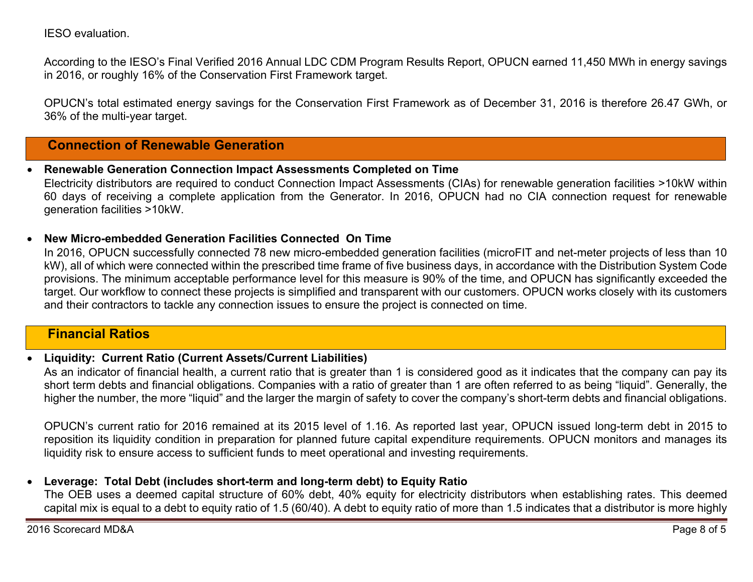IESO evaluation.

According to the IESO's Final Verified 2016 Annual LDC CDM Program Results Report, OPUCN earned 11,450 MWh in energy savings in 2016, or roughly 16% of the Conservation First Framework target.

OPUCN's total estimated energy savings for the Conservation First Framework as of December 31, 2016 is therefore 26.47 GWh, or 36% of the multi-year target.

## Connection of Renewable Generation

- **Renewable Generation Connection Impact Assessments Completed on Time**
  Electricity distributors are required to conduct Connection Impact Assessments (CIAs) for renewable generation facilities >10kW within 60 days of receiving a complete application from the Generator. In 2016, OPUCN had no CIA connection request for renewable generation facilities >10kW.

- **New Micro-embedded Generation Facilities Connected On Time**
  In 2016, OPUCN successfully connected 78 new micro-embedded generation facilities (microFIT and net-meter projects of less than 10 kW), all of which were connected within the prescribed time frame of five business days, in accordance with the Distribution System Code provisions. The minimum acceptable performance level for this measure is 90% of the time, and OPUCN has significantly exceeded the target. Our workflow to connect these projects is simplified and transparent with our customers. OPUCN works closely with its customers and their contractors to tackle any connection issues to ensure the project is connected on time.

## Financial Ratios

- **Liquidity: Current Ratio (Current Assets/Current Liabilities)**
  As an indicator of financial health, a current ratio that is greater than 1 is considered good as it indicates that the company can pay its short term debts and financial obligations. Companies with a ratio of greater than 1 are often referred to as being "liquid". Generally, the higher the number, the more "liquid" and the larger the margin of safety to cover the company's short-term debts and financial obligations.

  OPUCN's current ratio for 2016 remained at its 2015 level of 1.16. As reported last year, OPUCN issued long-term debt in 2015 to reposition its liquidity condition in preparation for planned future capital expenditure requirements. OPUCN monitors and manages its liquidity risk to ensure access to sufficient funds to meet operational and investing requirements.

- **Leverage: Total Debt (includes short-term and long-term debt) to Equity Ratio**
  The OEB uses a deemed capital structure of 60% debt, 40% equity for electricity distributors when establishing rates. This deemed capital mix is equal to a debt to equity ratio of 1.5 (60/40). A debt to equity ratio of more than 1.5 indicates that a distributor is more highly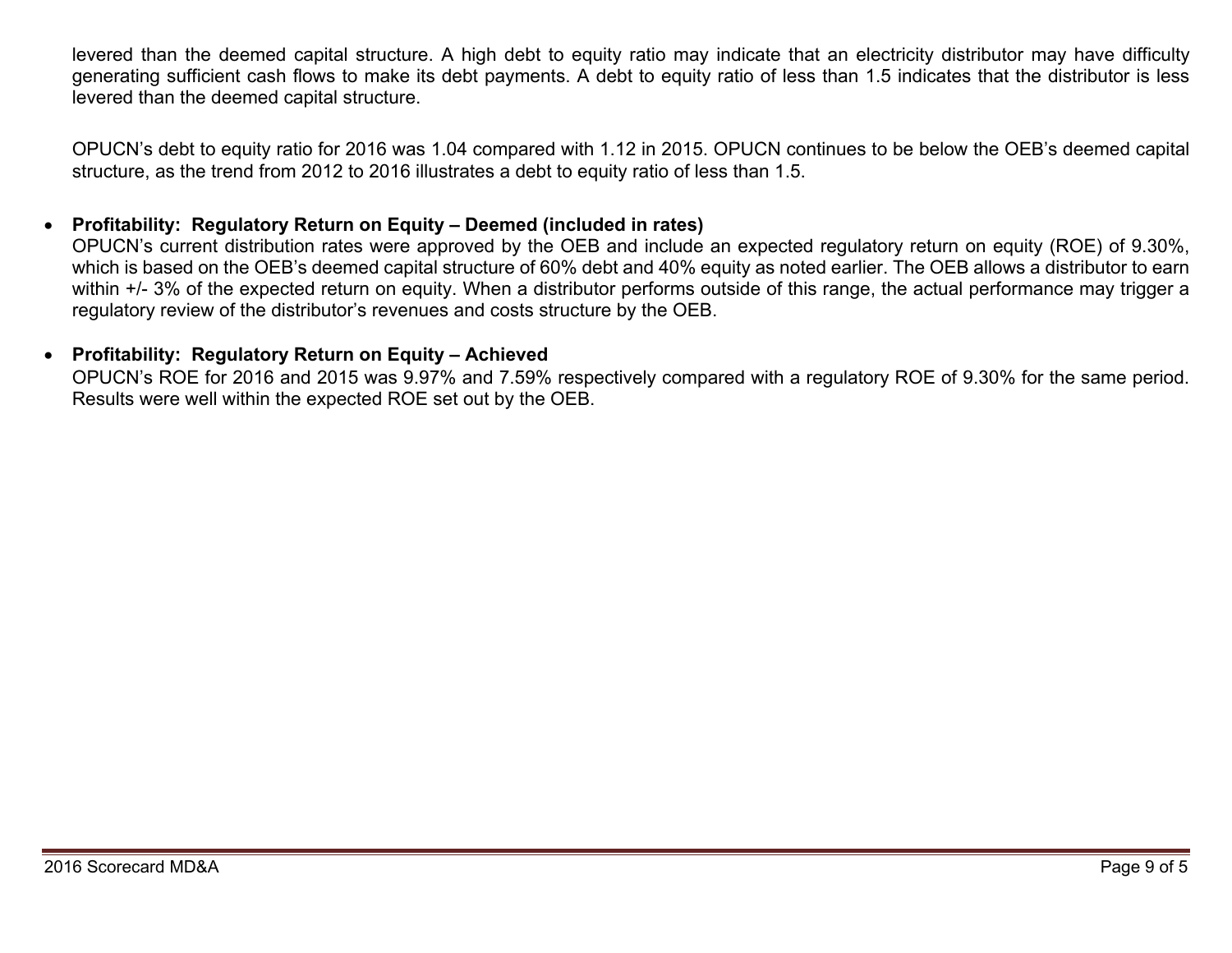levered than the deemed capital structure. A high debt to equity ratio may indicate that an electricity distributor may have difficulty generating sufficient cash flows to make its debt payments. A debt to equity ratio of less than 1.5 indicates that the distributor is less levered than the deemed capital structure.

OPUCN's debt to equity ratio for 2016 was 1.04 compared with 1.12 in 2015. OPUCN continues to be below the OEB's deemed capital structure, as the trend from 2012 to 2016 illustrates a debt to equity ratio of less than 1.5.

- **Profitability: Regulatory Return on Equity – Deemed (included in rates)**
  OPUCN's current distribution rates were approved by the OEB and include an expected regulatory return on equity (ROE) of 9.30%, which is based on the OEB's deemed capital structure of 60% debt and 40% equity as noted earlier. The OEB allows a distributor to earn within +/- 3% of the expected return on equity. When a distributor performs outside of this range, the actual performance may trigger a regulatory review of the distributor's revenues and costs structure by the OEB.

- **Profitability: Regulatory Return on Equity – Achieved**
  OPUCN's ROE for 2016 and 2015 was 9.97% and 7.59% respectively compared with a regulatory ROE of 9.30% for the same period. Results were well within the expected ROE set out by the OEB.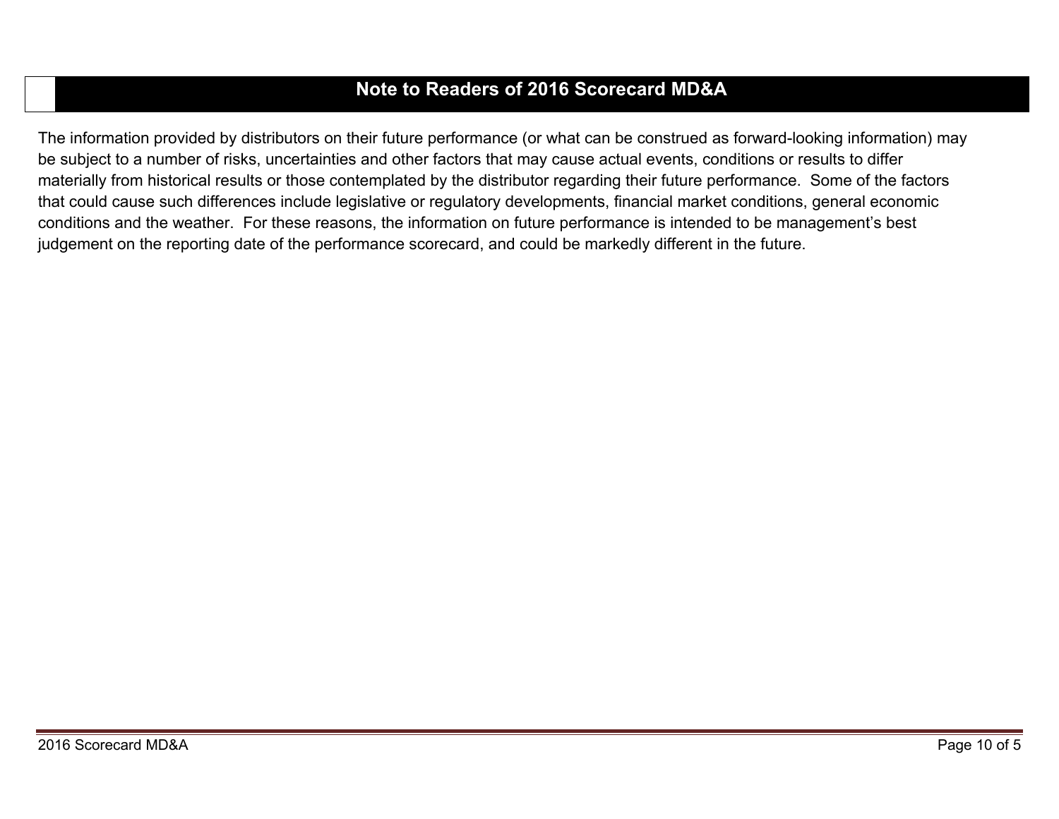## Note to Readers of 2016 Scorecard MD&A

The information provided by distributors on their future performance (or what can be construed as forward-looking information) may be subject to a number of risks, uncertainties and other factors that may cause actual events, conditions or results to differ materially from historical results or those contemplated by the distributor regarding their future performance. Some of the factors that could cause such differences include legislative or regulatory developments, financial market conditions, general economic conditions and the weather. For these reasons, the information on future performance is intended to be management's best judgement on the reporting date of the performance scorecard, and could be markedly different in the future.